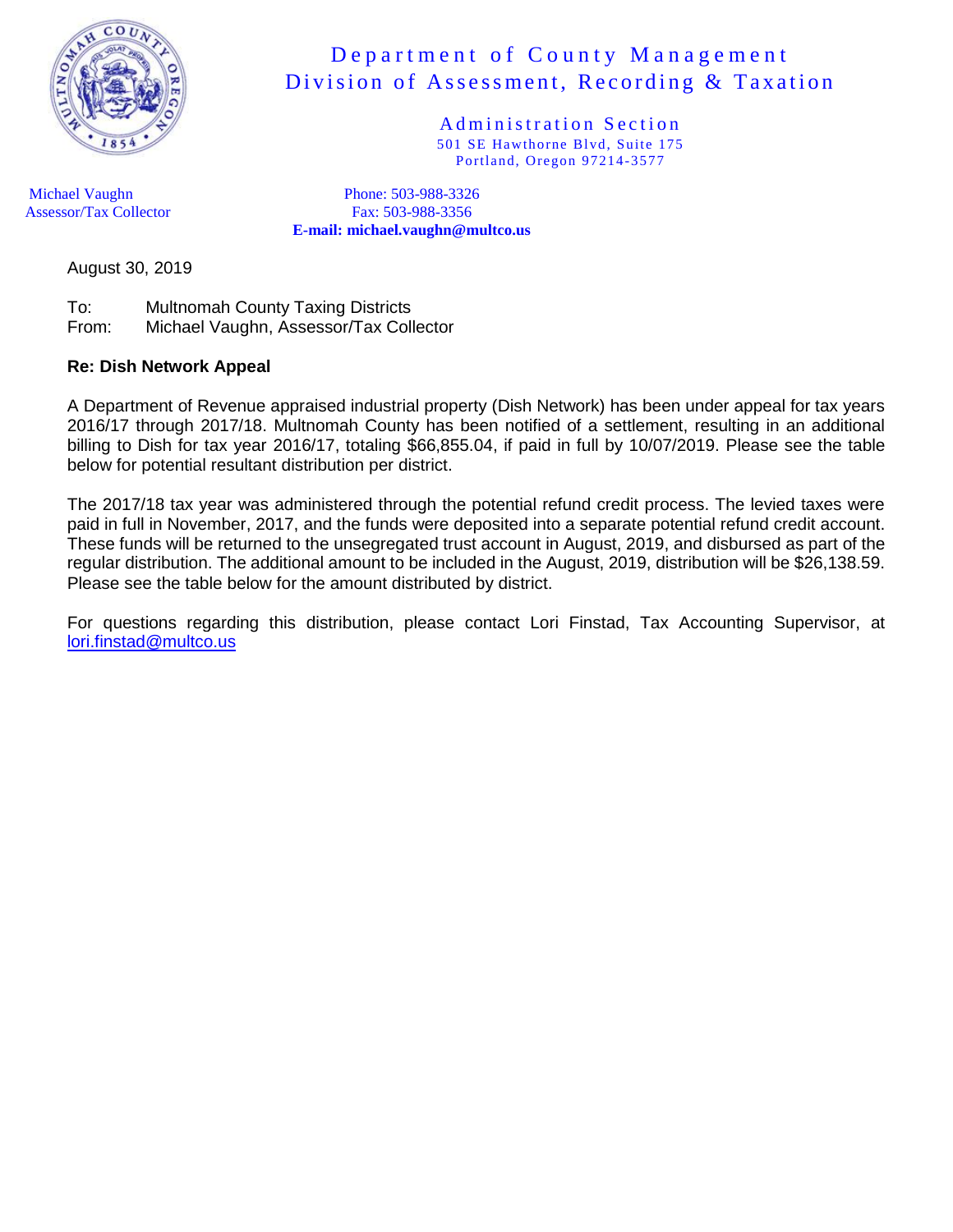# Department of County Management
## Division of Assessment, Recording & Taxation

### Administration Section
501 SE Hawthorne Blvd, Suite 175
Portland, Oregon 97214-3577

Michael Vaughn
Assessor/Tax Collector

Phone: 503-988-3326
Fax: 503-988-3356
**E-mail: michael.vaughn@multco.us**

August 30, 2019

To: Multnomah County Taxing Districts
From: Michael Vaughn, Assessor/Tax Collector

**Re: Dish Network Appeal**

A Department of Revenue appraised industrial property (Dish Network) has been under appeal for tax years 2016/17 through 2017/18. Multnomah County has been notified of a settlement, resulting in an additional billing to Dish for tax year 2016/17, totaling $66,855.04, if paid in full by 10/07/2019. Please see the table below for potential resultant distribution per district.

The 2017/18 tax year was administered through the potential refund credit process. The levied taxes were paid in full in November, 2017, and the funds were deposited into a separate potential refund credit account. These funds will be returned to the unsegregated trust account in August, 2019, and disbursed as part of the regular distribution. The additional amount to be included in the August, 2019, distribution will be $26,138.59. Please see the table below for the amount distributed by district.

For questions regarding this distribution, please contact Lori Finstad, Tax Accounting Supervisor, at lori.finstad@multco.us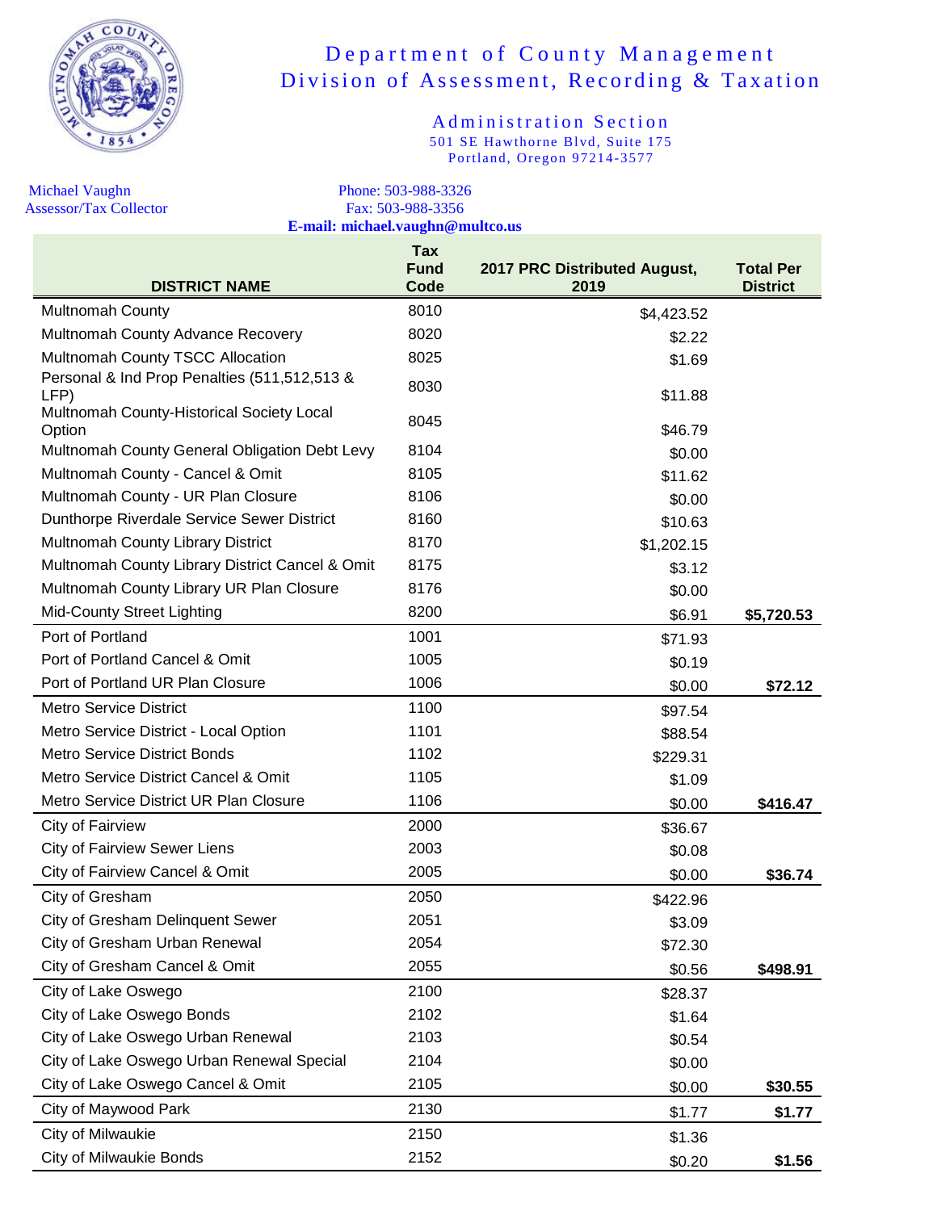# Department of County Management
## Division of Assessment, Recording & Taxation

### Administration Section

501 SE Hawthorne Blvd, Suite 175
Portland, Oregon 97214-3577

Michael Vaughn
Assessor/Tax Collector

Phone: 503-988-3326
Fax: 503-988-3356
**E-mail: michael.vaughn@multco.us**

| DISTRICT NAME | Tax Fund Code | 2017 PRC Distributed August, 2019 | Total Per District |
|---|---|---|---|
| Multnomah County | 8010 | $4,423.52 | |
| Multnomah County Advance Recovery | 8020 | $2.22 | |
| Multnomah County TSCC Allocation | 8025 | $1.69 | |
| Personal & Ind Prop Penalties (511,512,513 & LFP) | 8030 | $11.88 | |
| Multnomah County-Historical Society Local Option | 8045 | $46.79 | |
| Multnomah County General Obligation Debt Levy | 8104 | $0.00 | |
| Multnomah County - Cancel & Omit | 8105 | $11.62 | |
| Multnomah County - UR Plan Closure | 8106 | $0.00 | |
| Dunthorpe Riverdale Service Sewer District | 8160 | $10.63 | |
| Multnomah County Library District | 8170 | $1,202.15 | |
| Multnomah County Library District Cancel & Omit | 8175 | $3.12 | |
| Multnomah County Library UR Plan Closure | 8176 | $0.00 | |
| Mid-County Street Lighting | 8200 | $6.91 | **$5,720.53** |
| Port of Portland | 1001 | $71.93 | |
| Port of Portland Cancel & Omit | 1005 | $0.19 | |
| Port of Portland UR Plan Closure | 1006 | $0.00 | **$72.12** |
| Metro Service District | 1100 | $97.54 | |
| Metro Service District - Local Option | 1101 | $88.54 | |
| Metro Service District Bonds | 1102 | $229.31 | |
| Metro Service District Cancel & Omit | 1105 | $1.09 | |
| Metro Service District UR Plan Closure | 1106 | $0.00 | **$416.47** |
| City of Fairview | 2000 | $36.67 | |
| City of Fairview Sewer Liens | 2003 | $0.08 | |
| City of Fairview Cancel & Omit | 2005 | $0.00 | **$36.74** |
| City of Gresham | 2050 | $422.96 | |
| City of Gresham Delinquent Sewer | 2051 | $3.09 | |
| City of Gresham Urban Renewal | 2054 | $72.30 | |
| City of Gresham Cancel & Omit | 2055 | $0.56 | **$498.91** |
| City of Lake Oswego | 2100 | $28.37 | |
| City of Lake Oswego Bonds | 2102 | $1.64 | |
| City of Lake Oswego Urban Renewal | 2103 | $0.54 | |
| City of Lake Oswego Urban Renewal Special | 2104 | $0.00 | |
| City of Lake Oswego Cancel & Omit | 2105 | $0.00 | **$30.55** |
| City of Maywood Park | 2130 | $1.77 | **$1.77** |
| City of Milwaukie | 2150 | $1.36 | |
| City of Milwaukie Bonds | 2152 | $0.20 | **$1.56** |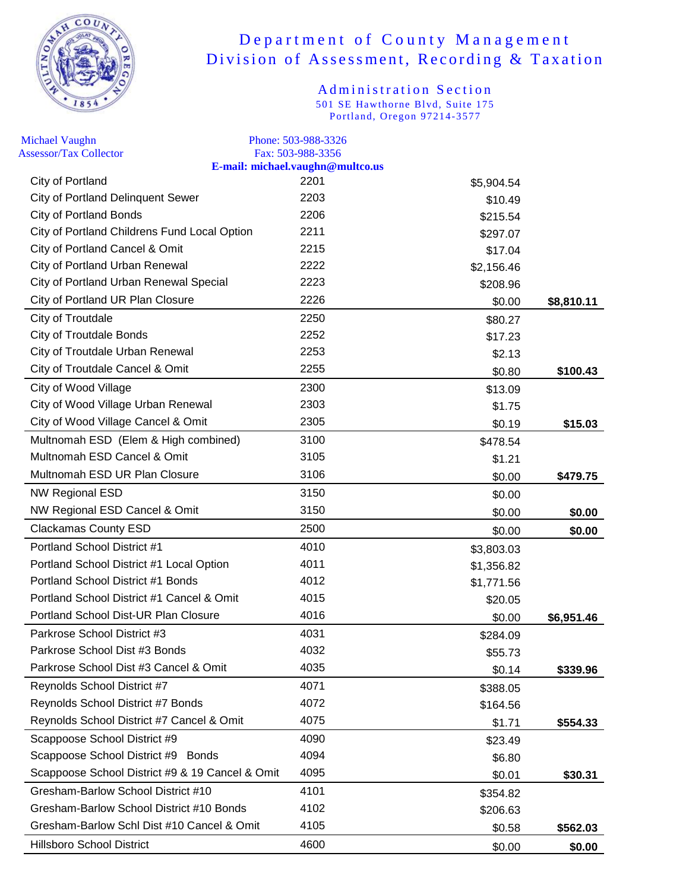# Department of County Management
## Division of Assessment, Recording & Taxation

### Administration Section
501 SE Hawthorne Blvd, Suite 175
Portland, Oregon 97214-3577

Michael Vaughn
Assessor/Tax Collector

Phone: 503-988-3326
Fax: 503-988-3356
**E-mail: michael.vaughn@multco.us**

| | | | |
|---|---|---|---|
| City of Portland | 2201 | $5,904.54 | |
| City of Portland Delinquent Sewer | 2203 | $10.49 | |
| City of Portland Bonds | 2206 | $215.54 | |
| City of Portland Childrens Fund Local Option | 2211 | $297.07 | |
| City of Portland Cancel & Omit | 2215 | $17.04 | |
| City of Portland Urban Renewal | 2222 | $2,156.46 | |
| City of Portland Urban Renewal Special | 2223 | $208.96 | |
| City of Portland UR Plan Closure | 2226 | $0.00 | **$8,810.11** |
| City of Troutdale | 2250 | $80.27 | |
| City of Troutdale Bonds | 2252 | $17.23 | |
| City of Troutdale Urban Renewal | 2253 | $2.13 | |
| City of Troutdale Cancel & Omit | 2255 | $0.80 | **$100.43** |
| City of Wood Village | 2300 | $13.09 | |
| City of Wood Village Urban Renewal | 2303 | $1.75 | |
| City of Wood Village Cancel & Omit | 2305 | $0.19 | **$15.03** |
| Multnomah ESD (Elem & High combined) | 3100 | $478.54 | |
| Multnomah ESD Cancel & Omit | 3105 | $1.21 | |
| Multnomah ESD UR Plan Closure | 3106 | $0.00 | **$479.75** |
| NW Regional ESD | 3150 | $0.00 | |
| NW Regional ESD Cancel & Omit | 3150 | $0.00 | **$0.00** |
| Clackamas County ESD | 2500 | $0.00 | **$0.00** |
| Portland School District #1 | 4010 | $3,803.03 | |
| Portland School District #1 Local Option | 4011 | $1,356.82 | |
| Portland School District #1 Bonds | 4012 | $1,771.56 | |
| Portland School District #1 Cancel & Omit | 4015 | $20.05 | |
| Portland School Dist-UR Plan Closure | 4016 | $0.00 | **$6,951.46** |
| Parkrose School District #3 | 4031 | $284.09 | |
| Parkrose School Dist #3 Bonds | 4032 | $55.73 | |
| Parkrose School Dist #3 Cancel & Omit | 4035 | $0.14 | **$339.96** |
| Reynolds School District #7 | 4071 | $388.05 | |
| Reynolds School District #7 Bonds | 4072 | $164.56 | |
| Reynolds School District #7 Cancel & Omit | 4075 | $1.71 | **$554.33** |
| Scappoose School District #9 | 4090 | $23.49 | |
| Scappoose School District #9 Bonds | 4094 | $6.80 | |
| Scappoose School District #9 & 19 Cancel & Omit | 4095 | $0.01 | **$30.31** |
| Gresham-Barlow School District #10 | 4101 | $354.82 | |
| Gresham-Barlow School District #10 Bonds | 4102 | $206.63 | |
| Gresham-Barlow Schl Dist #10 Cancel & Omit | 4105 | $0.58 | **$562.03** |
| Hillsboro School District | 4600 | $0.00 | **$0.00** |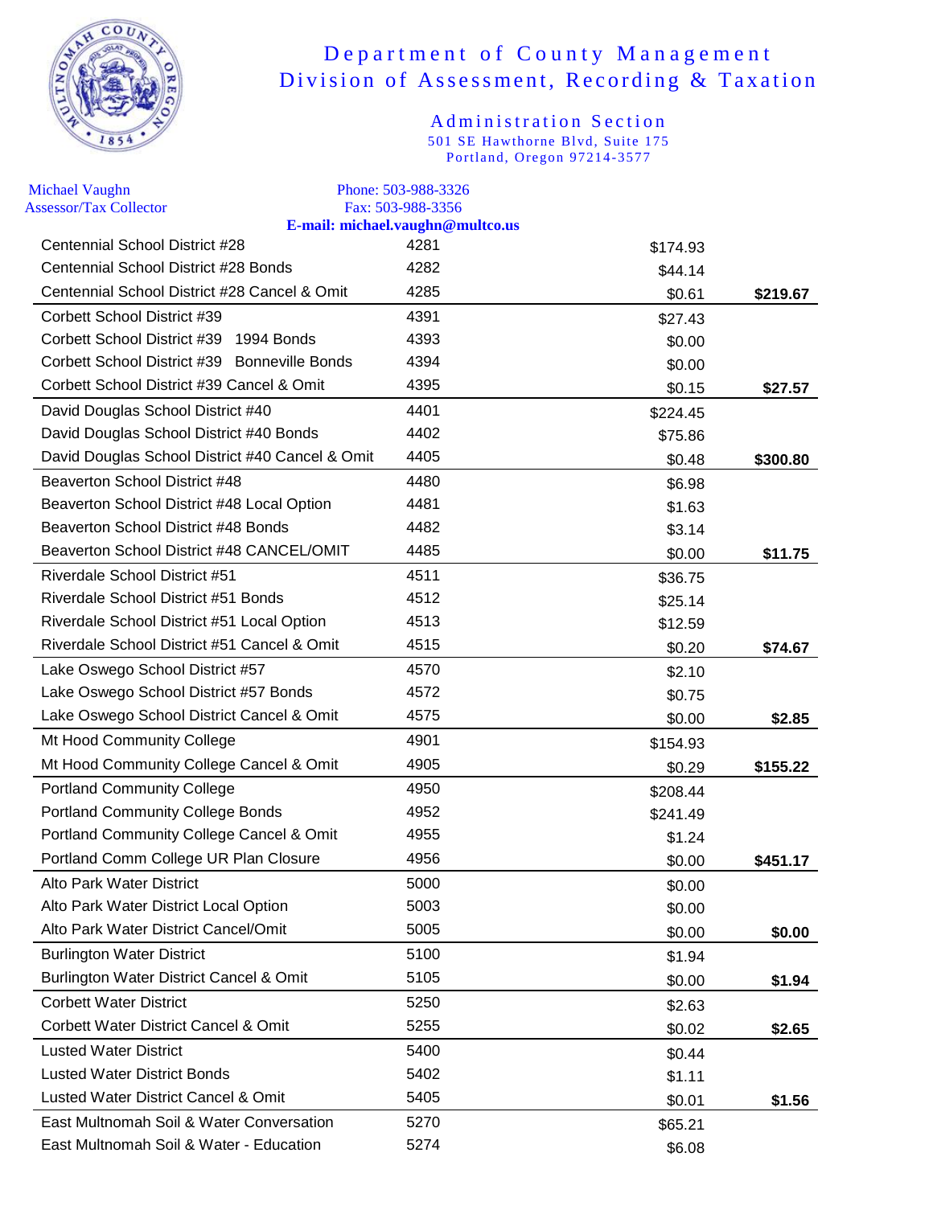# Department of County Management
## Division of Assessment, Recording & Taxation

### Administration Section
501 SE Hawthorne Blvd, Suite 175
Portland, Oregon 97214-3577

Michael Vaughn
Assessor/Tax Collector

Phone: 503-988-3326
Fax: 503-988-3356
**E-mail: michael.vaughn@multco.us**

| | | | |
|---|---|---|---|
| Centennial School District #28 | 4281 | $174.93 | |
| Centennial School District #28 Bonds | 4282 | $44.14 | |
| Centennial School District #28 Cancel & Omit | 4285 | $0.61 | **$219.67** |
| Corbett School District #39 | 4391 | $27.43 | |
| Corbett School District #39 1994 Bonds | 4393 | $0.00 | |
| Corbett School District #39 Bonneville Bonds | 4394 | $0.00 | |
| Corbett School District #39 Cancel & Omit | 4395 | $0.15 | **$27.57** |
| David Douglas School District #40 | 4401 | $224.45 | |
| David Douglas School District #40 Bonds | 4402 | $75.86 | |
| David Douglas School District #40 Cancel & Omit | 4405 | $0.48 | **$300.80** |
| Beaverton School District #48 | 4480 | $6.98 | |
| Beaverton School District #48 Local Option | 4481 | $1.63 | |
| Beaverton School District #48 Bonds | 4482 | $3.14 | |
| Beaverton School District #48 CANCEL/OMIT | 4485 | $0.00 | **$11.75** |
| Riverdale School District #51 | 4511 | $36.75 | |
| Riverdale School District #51 Bonds | 4512 | $25.14 | |
| Riverdale School District #51 Local Option | 4513 | $12.59 | |
| Riverdale School District #51 Cancel & Omit | 4515 | $0.20 | **$74.67** |
| Lake Oswego School District #57 | 4570 | $2.10 | |
| Lake Oswego School District #57 Bonds | 4572 | $0.75 | |
| Lake Oswego School District Cancel & Omit | 4575 | $0.00 | **$2.85** |
| Mt Hood Community College | 4901 | $154.93 | |
| Mt Hood Community College Cancel & Omit | 4905 | $0.29 | **$155.22** |
| Portland Community College | 4950 | $208.44 | |
| Portland Community College Bonds | 4952 | $241.49 | |
| Portland Community College Cancel & Omit | 4955 | $1.24 | |
| Portland Comm College UR Plan Closure | 4956 | $0.00 | **$451.17** |
| Alto Park Water District | 5000 | $0.00 | |
| Alto Park Water District Local Option | 5003 | $0.00 | |
| Alto Park Water District Cancel/Omit | 5005 | $0.00 | **$0.00** |
| Burlington Water District | 5100 | $1.94 | |
| Burlington Water District Cancel & Omit | 5105 | $0.00 | **$1.94** |
| Corbett Water District | 5250 | $2.63 | |
| Corbett Water District Cancel & Omit | 5255 | $0.02 | **$2.65** |
| Lusted Water District | 5400 | $0.44 | |
| Lusted Water District Bonds | 5402 | $1.11 | |
| Lusted Water District Cancel & Omit | 5405 | $0.01 | **$1.56** |
| East Multnomah Soil & Water Conversation | 5270 | $65.21 | |
| East Multnomah Soil & Water - Education | 5274 | $6.08 | |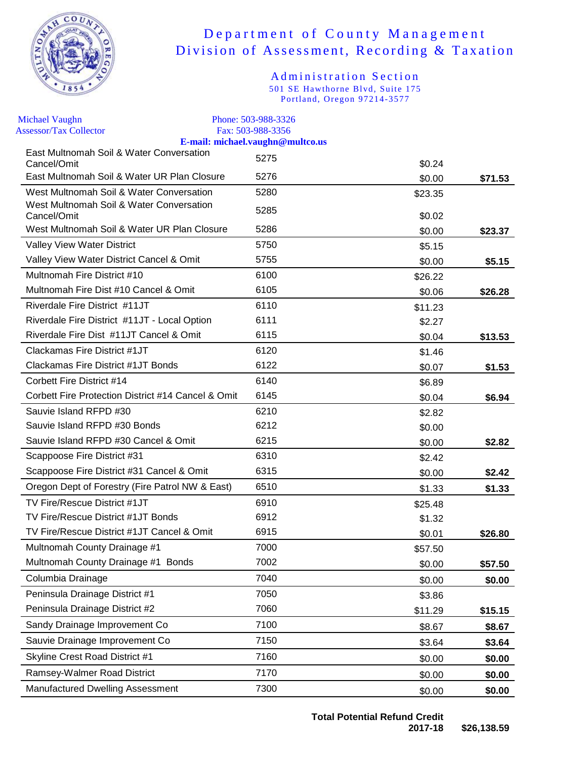# Department of County Management
## Division of Assessment, Recording & Taxation

### Administration Section
501 SE Hawthorne Blvd, Suite 175
Portland, Oregon 97214-3577

Michael Vaughn
Assessor/Tax Collector

Phone: 503-988-3326
Fax: 503-988-3356
**E-mail: michael.vaughn@multco.us**

| | | | |
|---|---|---|---|
| East Multnomah Soil & Water Conversation Cancel/Omit | 5275 | $0.24 | |
| East Multnomah Soil & Water UR Plan Closure | 5276 | $0.00 | **$71.53** |
| West Multnomah Soil & Water Conversation | 5280 | $23.35 | |
| West Multnomah Soil & Water Conversation Cancel/Omit | 5285 | $0.02 | |
| West Multnomah Soil & Water UR Plan Closure | 5286 | $0.00 | **$23.37** |
| Valley View Water District | 5750 | $5.15 | |
| Valley View Water District Cancel & Omit | 5755 | $0.00 | **$5.15** |
| Multnomah Fire District #10 | 6100 | $26.22 | |
| Multnomah Fire Dist #10 Cancel & Omit | 6105 | $0.06 | **$26.28** |
| Riverdale Fire District #11JT | 6110 | $11.23 | |
| Riverdale Fire District #11JT - Local Option | 6111 | $2.27 | |
| Riverdale Fire Dist #11JT Cancel & Omit | 6115 | $0.04 | **$13.53** |
| Clackamas Fire District #1JT | 6120 | $1.46 | |
| Clackamas Fire District #1JT Bonds | 6122 | $0.07 | **$1.53** |
| Corbett Fire District #14 | 6140 | $6.89 | |
| Corbett Fire Protection District #14 Cancel & Omit | 6145 | $0.04 | **$6.94** |
| Sauvie Island RFPD #30 | 6210 | $2.82 | |
| Sauvie Island RFPD #30 Bonds | 6212 | $0.00 | |
| Sauvie Island RFPD #30 Cancel & Omit | 6215 | $0.00 | **$2.82** |
| Scappoose Fire District #31 | 6310 | $2.42 | |
| Scappoose Fire District #31 Cancel & Omit | 6315 | $0.00 | **$2.42** |
| Oregon Dept of Forestry (Fire Patrol NW & East) | 6510 | $1.33 | **$1.33** |
| TV Fire/Rescue District #1JT | 6910 | $25.48 | |
| TV Fire/Rescue District #1JT Bonds | 6912 | $1.32 | |
| TV Fire/Rescue District #1JT Cancel & Omit | 6915 | $0.01 | **$26.80** |
| Multnomah County Drainage #1 | 7000 | $57.50 | |
| Multnomah County Drainage #1 Bonds | 7002 | $0.00 | **$57.50** |
| Columbia Drainage | 7040 | $0.00 | **$0.00** |
| Peninsula Drainage District #1 | 7050 | $3.86 | |
| Peninsula Drainage District #2 | 7060 | $11.29 | **$15.15** |
| Sandy Drainage Improvement Co | 7100 | $8.67 | **$8.67** |
| Sauvie Drainage Improvement Co | 7150 | $3.64 | **$3.64** |
| Skyline Crest Road District #1 | 7160 | $0.00 | **$0.00** |
| Ramsey-Walmer Road District | 7170 | $0.00 | **$0.00** |
| Manufactured Dwelling Assessment | 7300 | $0.00 | **$0.00** |

**Total Potential Refund Credit 2017-18** **$26,138.59**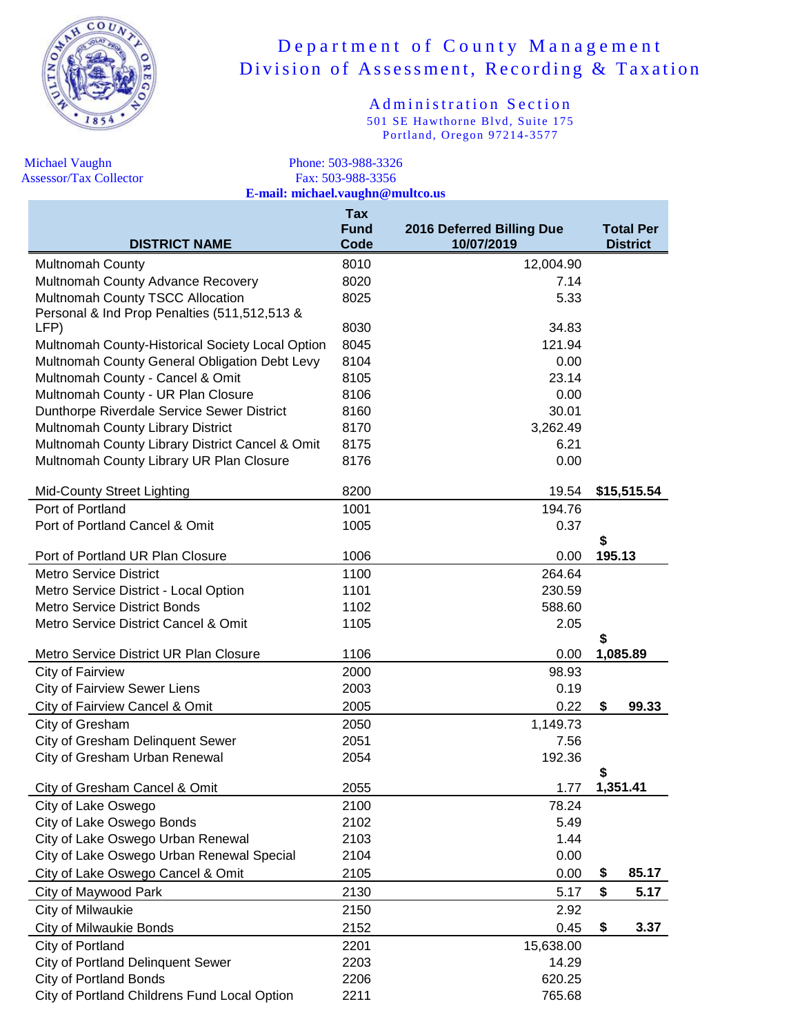# Department of County Management
## Division of Assessment, Recording & Taxation

### Administration Section
501 SE Hawthorne Blvd, Suite 175
Portland, Oregon 97214-3577

Michael Vaughn
Assessor/Tax Collector

Phone: 503-988-3326
Fax: 503-988-3356
**E-mail: michael.vaughn@multco.us**

| DISTRICT NAME | Tax Fund Code | 2016 Deferred Billing Due 10/07/2019 | Total Per District |
|---|---|---|---|
| Multnomah County | 8010 | 12,004.90 | |
| Multnomah County Advance Recovery | 8020 | 7.14 | |
| Multnomah County TSCC Allocation | 8025 | 5.33 | |
| Personal & Ind Prop Penalties (511,512,513 & LFP) | 8030 | 34.83 | |
| Multnomah County-Historical Society Local Option | 8045 | 121.94 | |
| Multnomah County General Obligation Debt Levy | 8104 | 0.00 | |
| Multnomah County - Cancel & Omit | 8105 | 23.14 | |
| Multnomah County - UR Plan Closure | 8106 | 0.00 | |
| Dunthorpe Riverdale Service Sewer District | 8160 | 30.01 | |
| Multnomah County Library District | 8170 | 3,262.49 | |
| Multnomah County Library District Cancel & Omit | 8175 | 6.21 | |
| Multnomah County Library UR Plan Closure | 8176 | 0.00 | |
| Mid-County Street Lighting | 8200 | 19.54 | **$15,515.54** |
| Port of Portland | 1001 | 194.76 | |
| Port of Portland Cancel & Omit | 1005 | 0.37 | |
| Port of Portland UR Plan Closure | 1006 | 0.00 | **$ 195.13** |
| Metro Service District | 1100 | 264.64 | |
| Metro Service District - Local Option | 1101 | 230.59 | |
| Metro Service District Bonds | 1102 | 588.60 | |
| Metro Service District Cancel & Omit | 1105 | 2.05 | |
| Metro Service District UR Plan Closure | 1106 | 0.00 | **$ 1,085.89** |
| City of Fairview | 2000 | 98.93 | |
| City of Fairview Sewer Liens | 2003 | 0.19 | |
| City of Fairview Cancel & Omit | 2005 | 0.22 | **$ 99.33** |
| City of Gresham | 2050 | 1,149.73 | |
| City of Gresham Delinquent Sewer | 2051 | 7.56 | |
| City of Gresham Urban Renewal | 2054 | 192.36 | |
| City of Gresham Cancel & Omit | 2055 | 1.77 | **$ 1,351.41** |
| City of Lake Oswego | 2100 | 78.24 | |
| City of Lake Oswego Bonds | 2102 | 5.49 | |
| City of Lake Oswego Urban Renewal | 2103 | 1.44 | |
| City of Lake Oswego Urban Renewal Special | 2104 | 0.00 | |
| City of Lake Oswego Cancel & Omit | 2105 | 0.00 | **$ 85.17** |
| City of Maywood Park | 2130 | 5.17 | **$ 5.17** |
| City of Milwaukie | 2150 | 2.92 | |
| City of Milwaukie Bonds | 2152 | 0.45 | **$ 3.37** |
| City of Portland | 2201 | 15,638.00 | |
| City of Portland Delinquent Sewer | 2203 | 14.29 | |
| City of Portland Bonds | 2206 | 620.25 | |
| City of Portland Childrens Fund Local Option | 2211 | 765.68 | |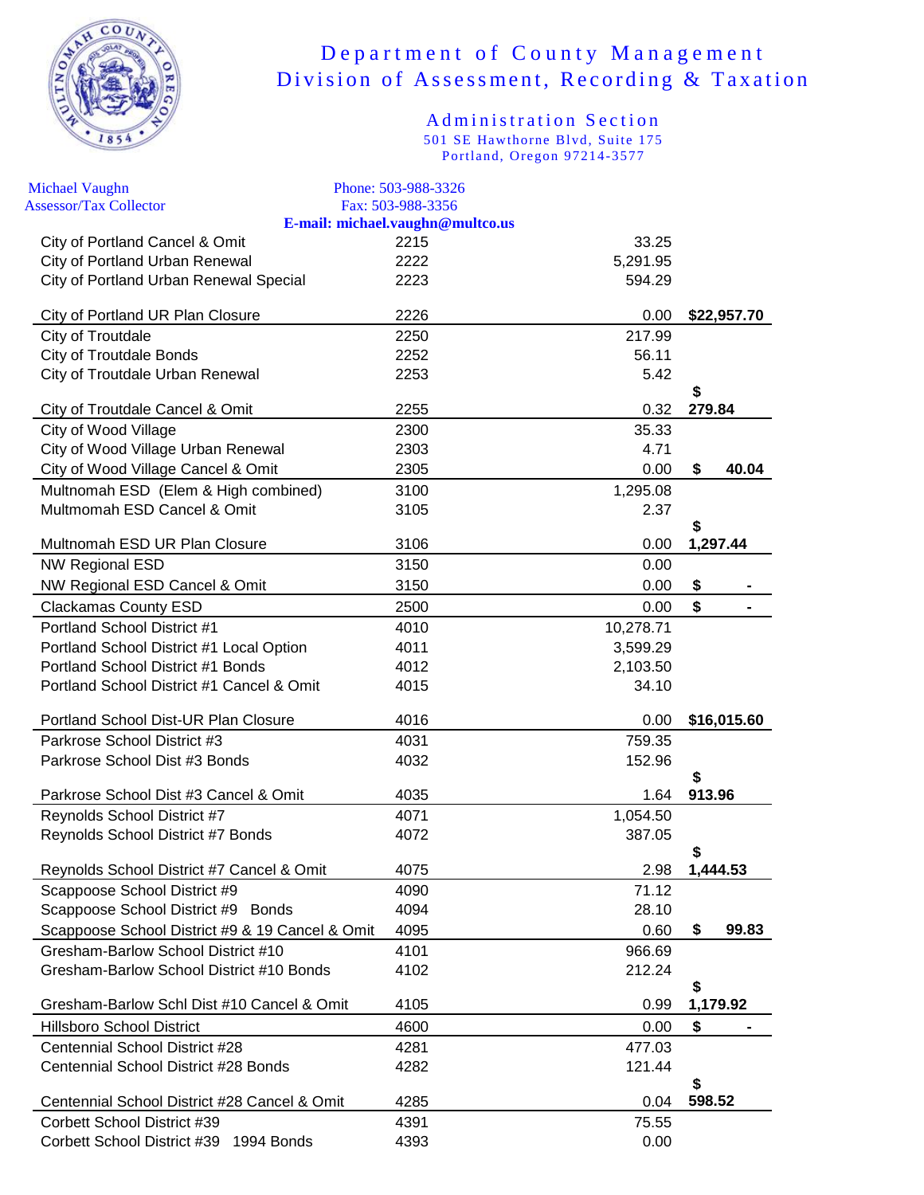# Department of County Management
## Division of Assessment, Recording & Taxation

### Administration Section
501 SE Hawthorne Blvd, Suite 175
Portland, Oregon 97214-3577

Michael Vaughn
Assessor/Tax Collector

Phone: 503-988-3326
Fax: 503-988-3356
**E-mail: michael.vaughn@multco.us**

| | | | |
|---|---|---|---|
| City of Portland Cancel & Omit | 2215 | 33.25 | |
| City of Portland Urban Renewal | 2222 | 5,291.95 | |
| City of Portland Urban Renewal Special | 2223 | 594.29 | |
| City of Portland UR Plan Closure | 2226 | 0.00 | **$22,957.70** |
| City of Troutdale | 2250 | 217.99 | |
| City of Troutdale Bonds | 2252 | 56.11 | |
| City of Troutdale Urban Renewal | 2253 | 5.42 | |
| City of Troutdale Cancel & Omit | 2255 | 0.32 | **$ 279.84** |
| City of Wood Village | 2300 | 35.33 | |
| City of Wood Village Urban Renewal | 2303 | 4.71 | |
| City of Wood Village Cancel & Omit | 2305 | 0.00 | **$ 40.04** |
| Multnomah ESD (Elem & High combined) | 3100 | 1,295.08 | |
| Multmomah ESD Cancel & Omit | 3105 | 2.37 | |
| Multnomah ESD UR Plan Closure | 3106 | 0.00 | **$ 1,297.44** |
| NW Regional ESD | 3150 | 0.00 | |
| NW Regional ESD Cancel & Omit | 3150 | 0.00 | **$ -** |
| Clackamas County ESD | 2500 | 0.00 | **$ -** |
| Portland School District #1 | 4010 | 10,278.71 | |
| Portland School District #1 Local Option | 4011 | 3,599.29 | |
| Portland School District #1 Bonds | 4012 | 2,103.50 | |
| Portland School District #1 Cancel & Omit | 4015 | 34.10 | |
| Portland School Dist-UR Plan Closure | 4016 | 0.00 | **$16,015.60** |
| Parkrose School District #3 | 4031 | 759.35 | |
| Parkrose School Dist #3 Bonds | 4032 | 152.96 | |
| Parkrose School Dist #3 Cancel & Omit | 4035 | 1.64 | **$ 913.96** |
| Reynolds School District #7 | 4071 | 1,054.50 | |
| Reynolds School District #7 Bonds | 4072 | 387.05 | |
| Reynolds School District #7 Cancel & Omit | 4075 | 2.98 | **$ 1,444.53** |
| Scappoose School District #9 | 4090 | 71.12 | |
| Scappoose School District #9 Bonds | 4094 | 28.10 | |
| Scappoose School District #9 & 19 Cancel & Omit | 4095 | 0.60 | **$ 99.83** |
| Gresham-Barlow School District #10 | 4101 | 966.69 | |
| Gresham-Barlow School District #10 Bonds | 4102 | 212.24 | |
| Gresham-Barlow Schl Dist #10 Cancel & Omit | 4105 | 0.99 | **$ 1,179.92** |
| Hillsboro School District | 4600 | 0.00 | **$ -** |
| Centennial School District #28 | 4281 | 477.03 | |
| Centennial School District #28 Bonds | 4282 | 121.44 | |
| Centennial School District #28 Cancel & Omit | 4285 | 0.04 | **$ 598.52** |
| Corbett School District #39 | 4391 | 75.55 | |
| Corbett School District #39 1994 Bonds | 4393 | 0.00 | |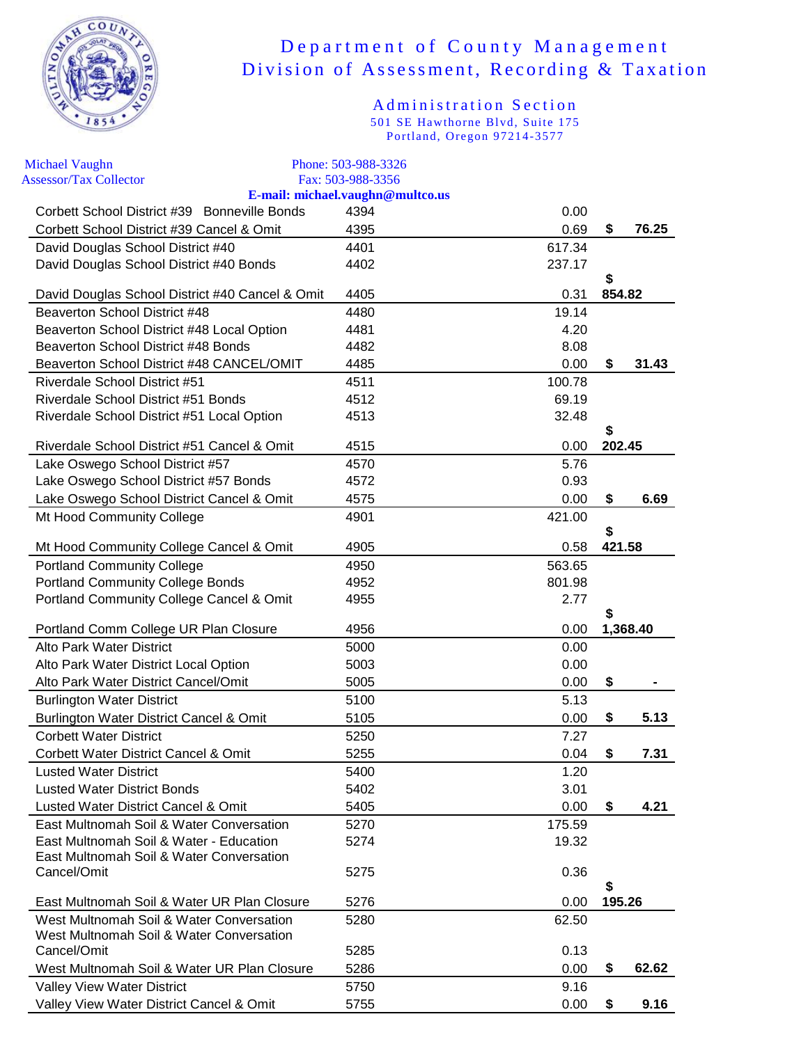# Department of County Management
## Division of Assessment, Recording & Taxation

### Administration Section
501 SE Hawthorne Blvd, Suite 175
Portland, Oregon 97214-3577

Michael Vaughn
Assessor/Tax Collector

Phone: 503-988-3326
Fax: 503-988-3356
**E-mail: michael.vaughn@multco.us**

| | | | |
|---|---|---|---|
| Corbett School District #39 Bonneville Bonds | 4394 | 0.00 | |
| Corbett School District #39 Cancel & Omit | 4395 | 0.69 | **$ 76.25** |
| David Douglas School District #40 | 4401 | 617.34 | |
| David Douglas School District #40 Bonds | 4402 | 237.17 | |
| David Douglas School District #40 Cancel & Omit | 4405 | 0.31 | **$ 854.82** |
| Beaverton School District #48 | 4480 | 19.14 | |
| Beaverton School District #48 Local Option | 4481 | 4.20 | |
| Beaverton School District #48 Bonds | 4482 | 8.08 | |
| Beaverton School District #48 CANCEL/OMIT | 4485 | 0.00 | **$ 31.43** |
| Riverdale School District #51 | 4511 | 100.78 | |
| Riverdale School District #51 Bonds | 4512 | 69.19 | |
| Riverdale School District #51 Local Option | 4513 | 32.48 | |
| Riverdale School District #51 Cancel & Omit | 4515 | 0.00 | **$ 202.45** |
| Lake Oswego School District #57 | 4570 | 5.76 | |
| Lake Oswego School District #57 Bonds | 4572 | 0.93 | |
| Lake Oswego School District Cancel & Omit | 4575 | 0.00 | **$ 6.69** |
| Mt Hood Community College | 4901 | 421.00 | |
| Mt Hood Community College Cancel & Omit | 4905 | 0.58 | **$ 421.58** |
| Portland Community College | 4950 | 563.65 | |
| Portland Community College Bonds | 4952 | 801.98 | |
| Portland Community College Cancel & Omit | 4955 | 2.77 | |
| Portland Comm College UR Plan Closure | 4956 | 0.00 | **$ 1,368.40** |
| Alto Park Water District | 5000 | 0.00 | |
| Alto Park Water District Local Option | 5003 | 0.00 | |
| Alto Park Water District Cancel/Omit | 5005 | 0.00 | **$ -** |
| Burlington Water District | 5100 | 5.13 | |
| Burlington Water District Cancel & Omit | 5105 | 0.00 | **$ 5.13** |
| Corbett Water District | 5250 | 7.27 | |
| Corbett Water District Cancel & Omit | 5255 | 0.04 | **$ 7.31** |
| Lusted Water District | 5400 | 1.20 | |
| Lusted Water District Bonds | 5402 | 3.01 | |
| Lusted Water District Cancel & Omit | 5405 | 0.00 | **$ 4.21** |
| East Multnomah Soil & Water Conversation | 5270 | 175.59 | |
| East Multnomah Soil & Water - Education | 5274 | 19.32 | |
| East Multnomah Soil & Water Conversation Cancel/Omit | 5275 | 0.36 | |
| East Multnomah Soil & Water UR Plan Closure | 5276 | 0.00 | **$ 195.26** |
| West Multnomah Soil & Water Conversation | 5280 | 62.50 | |
| West Multnomah Soil & Water Conversation Cancel/Omit | 5285 | 0.13 | |
| West Multnomah Soil & Water UR Plan Closure | 5286 | 0.00 | **$ 62.62** |
| Valley View Water District | 5750 | 9.16 | |
| Valley View Water District Cancel & Omit | 5755 | 0.00 | **$ 9.16** |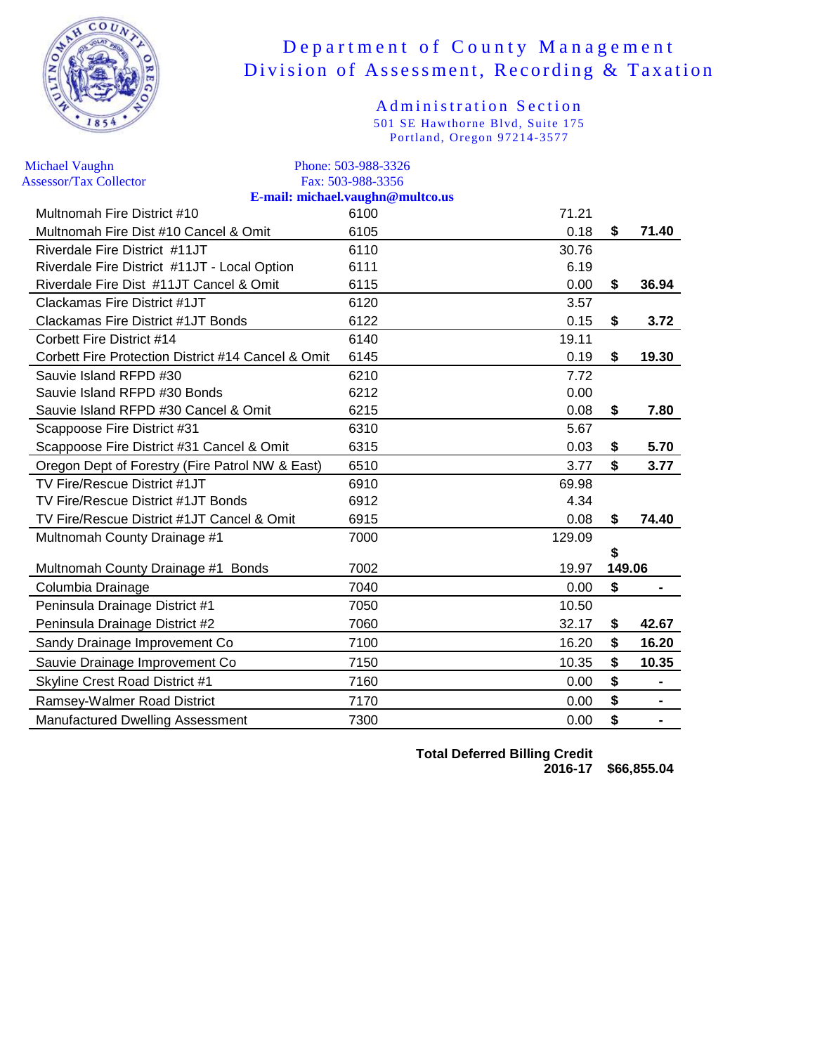# Department of County Management
## Division of Assessment, Recording & Taxation

### Administration Section
501 SE Hawthorne Blvd, Suite 175
Portland, Oregon 97214-3577

Michael Vaughn
Assessor/Tax Collector

Phone: 503-988-3326
Fax: 503-988-3356
**E-mail: michael.vaughn@multco.us**

| | | | |
|---|---|---|---|
| Multnomah Fire District #10 | 6100 | 71.21 | |
| Multnomah Fire Dist #10 Cancel & Omit | 6105 | 0.18 | **$ 71.40** |
| Riverdale Fire District #11JT | 6110 | 30.76 | |
| Riverdale Fire District #11JT - Local Option | 6111 | 6.19 | |
| Riverdale Fire Dist #11JT Cancel & Omit | 6115 | 0.00 | **$ 36.94** |
| Clackamas Fire District #1JT | 6120 | 3.57 | |
| Clackamas Fire District #1JT Bonds | 6122 | 0.15 | **$ 3.72** |
| Corbett Fire District #14 | 6140 | 19.11 | |
| Corbett Fire Protection District #14 Cancel & Omit | 6145 | 0.19 | **$ 19.30** |
| Sauvie Island RFPD #30 | 6210 | 7.72 | |
| Sauvie Island RFPD #30 Bonds | 6212 | 0.00 | |
| Sauvie Island RFPD #30 Cancel & Omit | 6215 | 0.08 | **$ 7.80** |
| Scappoose Fire District #31 | 6310 | 5.67 | |
| Scappoose Fire District #31 Cancel & Omit | 6315 | 0.03 | **$ 5.70** |
| Oregon Dept of Forestry (Fire Patrol NW & East) | 6510 | 3.77 | **$ 3.77** |
| TV Fire/Rescue District #1JT | 6910 | 69.98 | |
| TV Fire/Rescue District #1JT Bonds | 6912 | 4.34 | |
| TV Fire/Rescue District #1JT Cancel & Omit | 6915 | 0.08 | **$ 74.40** |
| Multnomah County Drainage #1 | 7000 | 129.09 | |
| Multnomah County Drainage #1 Bonds | 7002 | 19.97 | **$ 149.06** |
| Columbia Drainage | 7040 | 0.00 | **$ -** |
| Peninsula Drainage District #1 | 7050 | 10.50 | |
| Peninsula Drainage District #2 | 7060 | 32.17 | **$ 42.67** |
| Sandy Drainage Improvement Co | 7100 | 16.20 | **$ 16.20** |
| Sauvie Drainage Improvement Co | 7150 | 10.35 | **$ 10.35** |
| Skyline Crest Road District #1 | 7160 | 0.00 | **$ -** |
| Ramsey-Walmer Road District | 7170 | 0.00 | **$ -** |
| Manufactured Dwelling Assessment | 7300 | 0.00 | **$ -** |

**Total Deferred Billing Credit 2016-17 $66,855.04**